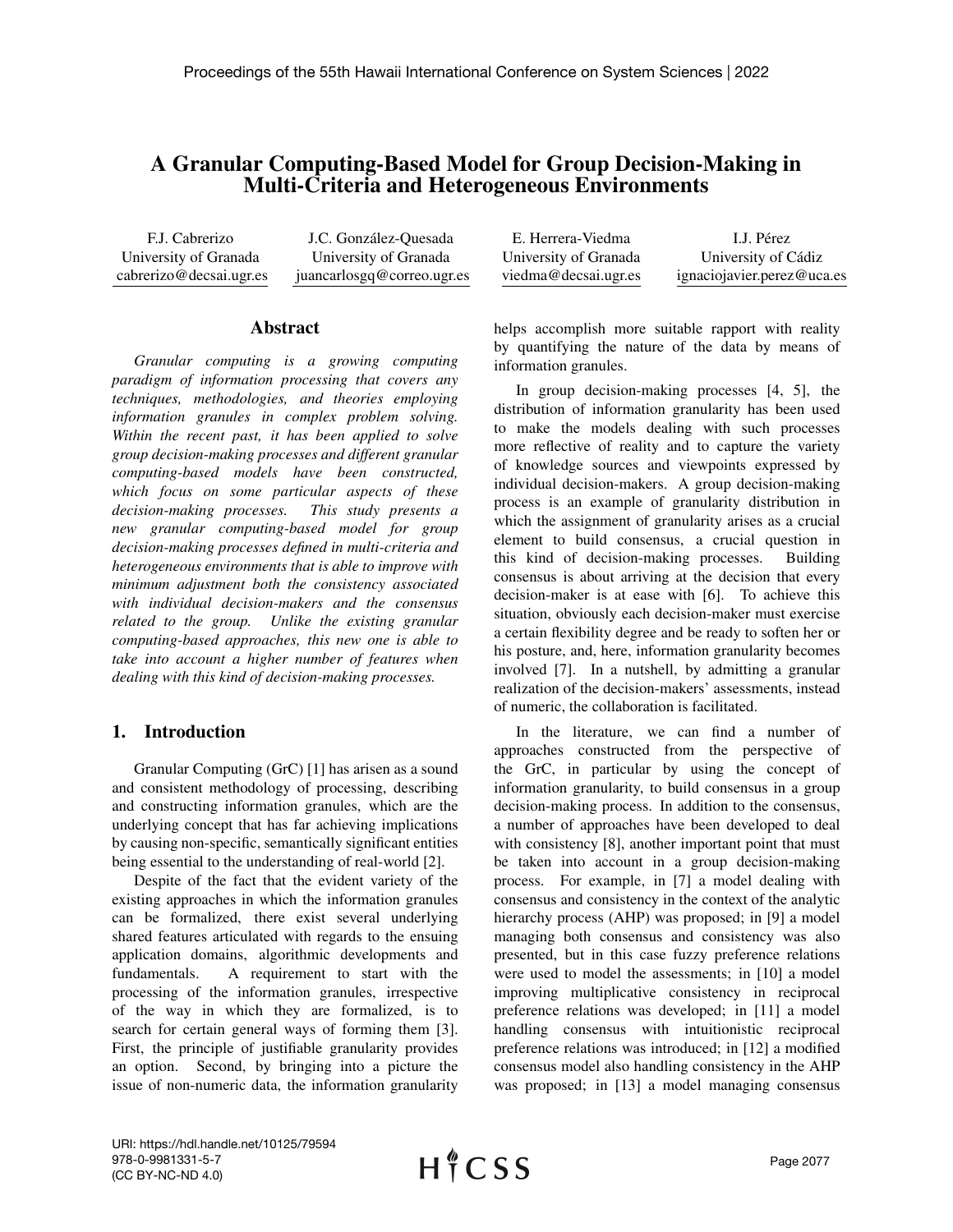# A Granular Computing-Based Model for Group Decision-Making in Multi-Criteria and Heterogeneous Environments

F.J. Cabrerizo
University of Granada
cabrerizo@decsai.ugr.es

J.C. González-Quesada
University of Granada
juancarlosgq@correo.ugr.es

E. Herrera-Viedma
University of Granada
viedma@decsai.ugr.es

I.J. Pérez
University of Cádiz
ignaciojavier.perez@uca.es

## Abstract

*Granular computing is a growing computing paradigm of information processing that covers any techniques, methodologies, and theories employing information granules in complex problem solving. Within the recent past, it has been applied to solve group decision-making processes and different granular computing-based models have been constructed, which focus on some particular aspects of these decision-making processes. This study presents a new granular computing-based model for group decision-making processes defined in multi-criteria and heterogeneous environments that is able to improve with minimum adjustment both the consistency associated with individual decision-makers and the consensus related to the group. Unlike the existing granular computing-based approaches, this new one is able to take into account a higher number of features when dealing with this kind of decision-making processes.*

## 1. Introduction

Granular Computing (GrC) [1] has arisen as a sound and consistent methodology of processing, describing and constructing information granules, which are the underlying concept that has far achieving implications by causing non-specific, semantically significant entities being essential to the understanding of real-world [2].

Despite of the fact that the evident variety of the existing approaches in which the information granules can be formalized, there exist several underlying shared features articulated with regards to the ensuing application domains, algorithmic developments and fundamentals. A requirement to start with the processing of the information granules, irrespective of the way in which they are formalized, is to search for certain general ways of forming them [3]. First, the principle of justifiable granularity provides an option. Second, by bringing into a picture the issue of non-numeric data, the information granularity helps accomplish more suitable rapport with reality by quantifying the nature of the data by means of information granules.

In group decision-making processes [4, 5], the distribution of information granularity has been used to make the models dealing with such processes more reflective of reality and to capture the variety of knowledge sources and viewpoints expressed by individual decision-makers. A group decision-making process is an example of granularity distribution in which the assignment of granularity arises as a crucial element to build consensus, a crucial question in this kind of decision-making processes. Building consensus is about arriving at the decision that every decision-maker is at ease with [6]. To achieve this situation, obviously each decision-maker must exercise a certain flexibility degree and be ready to soften her or his posture, and, here, information granularity becomes involved [7]. In a nutshell, by admitting a granular realization of the decision-makers' assessments, instead of numeric, the collaboration is facilitated.

In the literature, we can find a number of approaches constructed from the perspective of the GrC, in particular by using the concept of information granularity, to build consensus in a group decision-making process. In addition to the consensus, a number of approaches have been developed to deal with consistency [8], another important point that must be taken into account in a group decision-making process. For example, in [7] a model dealing with consensus and consistency in the context of the analytic hierarchy process (AHP) was proposed; in [9] a model managing both consensus and consistency was also presented, but in this case fuzzy preference relations were used to model the assessments; in [10] a model improving multiplicative consistency in reciprocal preference relations was developed; in [11] a model handling consensus with intuitionistic reciprocal preference relations was introduced; in [12] a modified consensus model also handling consistency in the AHP was proposed; in [13] a model managing consensus

URI: https://hdl.handle.net/10125/79594
978-0-9981331-5-7
(CC BY-NC-ND 4.0)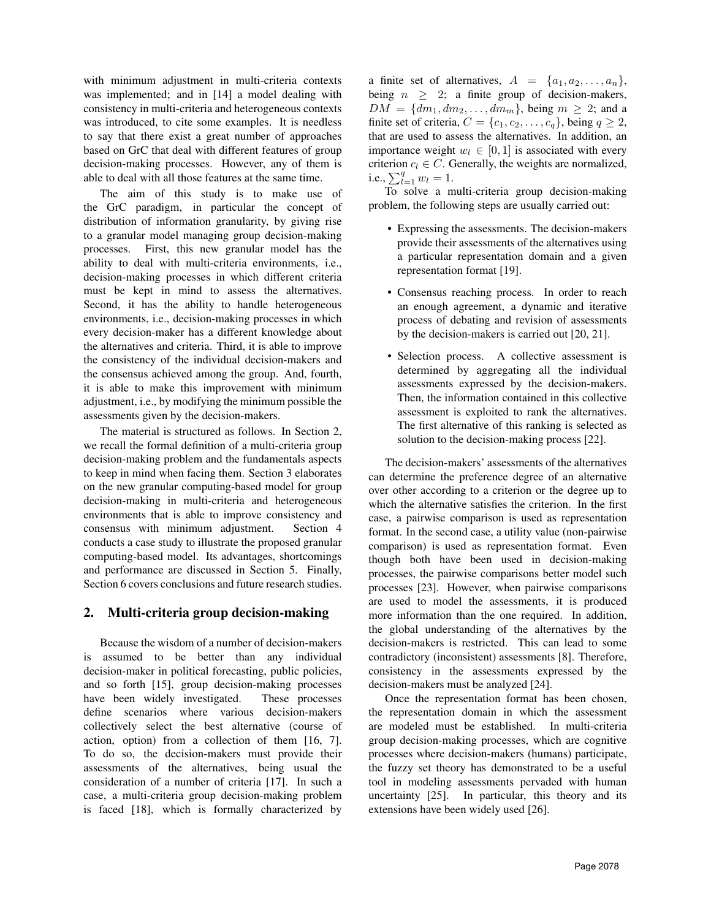with minimum adjustment in multi-criteria contexts was implemented; and in [14] a model dealing with consistency in multi-criteria and heterogeneous contexts was introduced, to cite some examples. It is needless to say that there exist a great number of approaches based on GrC that deal with different features of group decision-making processes. However, any of them is able to deal with all those features at the same time.

The aim of this study is to make use of the GrC paradigm, in particular the concept of distribution of information granularity, by giving rise to a granular model managing group decision-making processes. First, this new granular model has the ability to deal with multi-criteria environments, i.e., decision-making processes in which different criteria must be kept in mind to assess the alternatives. Second, it has the ability to handle heterogeneous environments, i.e., decision-making processes in which every decision-maker has a different knowledge about the alternatives and criteria. Third, it is able to improve the consistency of the individual decision-makers and the consensus achieved among the group. And, fourth, it is able to make this improvement with minimum adjustment, i.e., by modifying the minimum possible the assessments given by the decision-makers.

The material is structured as follows. In Section 2, we recall the formal definition of a multi-criteria group decision-making problem and the fundamentals aspects to keep in mind when facing them. Section 3 elaborates on the new granular computing-based model for group decision-making in multi-criteria and heterogeneous environments that is able to improve consistency and consensus with minimum adjustment. Section 4 conducts a case study to illustrate the proposed granular computing-based model. Its advantages, shortcomings and performance are discussed in Section 5. Finally, Section 6 covers conclusions and future research studies.

## 2. Multi-criteria group decision-making

Because the wisdom of a number of decision-makers is assumed to be better than any individual decision-maker in political forecasting, public policies, and so forth [15], group decision-making processes have been widely investigated. These processes define scenarios where various decision-makers collectively select the best alternative (course of action, option) from a collection of them [16, 7]. To do so, the decision-makers must provide their assessments of the alternatives, being usual the consideration of a number of criteria [17]. In such a case, a multi-criteria group decision-making problem is faced [18], which is formally characterized by a finite set of alternatives, $A = \{a_1, a_2, \ldots, a_n\}$, being $n \geq 2$; a finite group of decision-makers, $DM = \{dm_1, dm_2, \ldots, dm_m\}$, being $m \geq 2$; and a finite set of criteria, $C = \{c_1, c_2, \ldots, c_q\}$, being $q \geq 2$, that are used to assess the alternatives. In addition, an importance weight $w_l \in [0, 1]$ is associated with every criterion $c_l \in C$. Generally, the weights are normalized, i.e., $\sum_{l=1}^{q} w_l = 1$.

To solve a multi-criteria group decision-making problem, the following steps are usually carried out:

- Expressing the assessments. The decision-makers provide their assessments of the alternatives using a particular representation domain and a given representation format [19].
- Consensus reaching process. In order to reach an enough agreement, a dynamic and iterative process of debating and revision of assessments by the decision-makers is carried out [20, 21].
- Selection process. A collective assessment is determined by aggregating all the individual assessments expressed by the decision-makers. Then, the information contained in this collective assessment is exploited to rank the alternatives. The first alternative of this ranking is selected as solution to the decision-making process [22].

The decision-makers' assessments of the alternatives can determine the preference degree of an alternative over other according to a criterion or the degree up to which the alternative satisfies the criterion. In the first case, a pairwise comparison is used as representation format. In the second case, a utility value (non-pairwise comparison) is used as representation format. Even though both have been used in decision-making processes, the pairwise comparisons better model such processes [23]. However, when pairwise comparisons are used to model the assessments, it is produced more information than the one required. In addition, the global understanding of the alternatives by the decision-makers is restricted. This can lead to some contradictory (inconsistent) assessments [8]. Therefore, consistency in the assessments expressed by the decision-makers must be analyzed [24].

Once the representation format has been chosen, the representation domain in which the assessment are modeled must be established. In multi-criteria group decision-making processes, which are cognitive processes where decision-makers (humans) participate, the fuzzy set theory has demonstrated to be a useful tool in modeling assessments pervaded with human uncertainty [25]. In particular, this theory and its extensions have been widely used [26].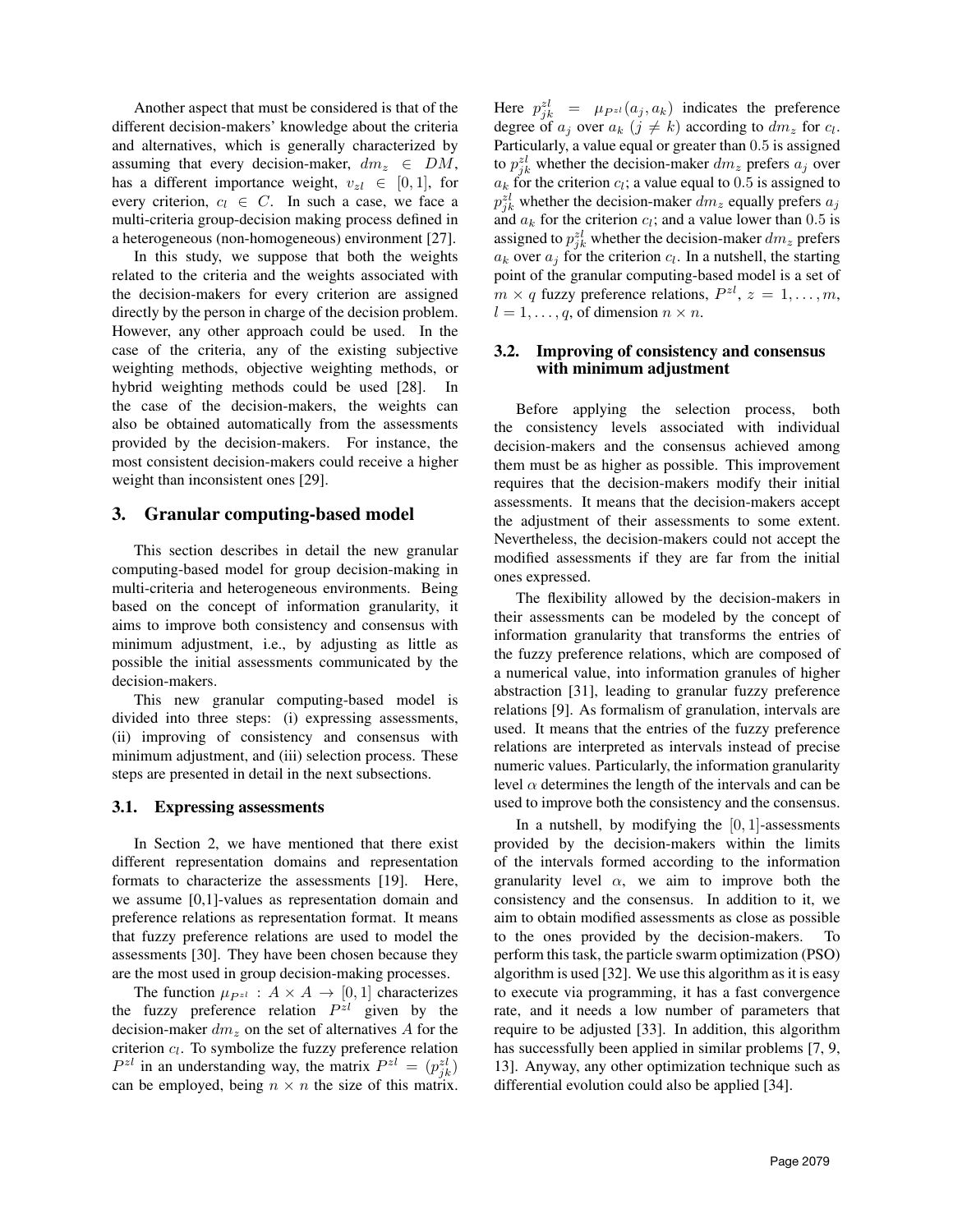Another aspect that must be considered is that of the different decision-makers' knowledge about the criteria and alternatives, which is generally characterized by assuming that every decision-maker, $dm_z \in DM$, has a different importance weight, $v_{zl} \in [0, 1]$, for every criterion, $c_l \in C$. In such a case, we face a multi-criteria group-decision making process defined in a heterogeneous (non-homogeneous) environment [27].

In this study, we suppose that both the weights related to the criteria and the weights associated with the decision-makers for every criterion are assigned directly by the person in charge of the decision problem. However, any other approach could be used. In the case of the criteria, any of the existing subjective weighting methods, objective weighting methods, or hybrid weighting methods could be used [28]. In the case of the decision-makers, the weights can also be obtained automatically from the assessments provided by the decision-makers. For instance, the most consistent decision-makers could receive a higher weight than inconsistent ones [29].

## 3. Granular computing-based model

This section describes in detail the new granular computing-based model for group decision-making in multi-criteria and heterogeneous environments. Being based on the concept of information granularity, it aims to improve both consistency and consensus with minimum adjustment, i.e., by adjusting as little as possible the initial assessments communicated by the decision-makers.

This new granular computing-based model is divided into three steps: (i) expressing assessments, (ii) improving of consistency and consensus with minimum adjustment, and (iii) selection process. These steps are presented in detail in the next subsections.

### 3.1. Expressing assessments

In Section 2, we have mentioned that there exist different representation domains and representation formats to characterize the assessments [19]. Here, we assume [0,1]-values as representation domain and preference relations as representation format. It means that fuzzy preference relations are used to model the assessments [30]. They have been chosen because they are the most used in group decision-making processes.

The function $\mu_{P^{zl}} : A \times A \rightarrow [0, 1]$ characterizes the fuzzy preference relation $P^{zl}$ given by the decision-maker $dm_z$ on the set of alternatives $A$ for the criterion $c_l$. To symbolize the fuzzy preference relation $P^{zl}$ in an understanding way, the matrix $P^{zl} = (p^{zl}_{jk})$ can be employed, being $n \times n$ the size of this matrix. Here $p^{zl}_{jk} = \mu_{P^{zl}}(a_j, a_k)$ indicates the preference degree of $a_j$ over $a_k$ ($j \neq k$) according to $dm_z$ for $c_l$. Particularly, a value equal or greater than 0.5 is assigned to $p^{zl}_{jk}$ whether the decision-maker $dm_z$ prefers $a_j$ over $a_k$ for the criterion $c_l$; a value equal to 0.5 is assigned to $p^{zl}_{jk}$ whether the decision-maker $dm_z$ equally prefers $a_j$ and $a_k$ for the criterion $c_l$; and a value lower than 0.5 is assigned to $p^{zl}_{jk}$ whether the decision-maker $dm_z$ prefers $a_k$ over $a_j$ for the criterion $c_l$. In a nutshell, the starting point of the granular computing-based model is a set of $m \times q$ fuzzy preference relations, $P^{zl}$, $z = 1, \ldots, m$, $l = 1, \ldots, q$, of dimension $n \times n$.

### 3.2. Improving of consistency and consensus with minimum adjustment

Before applying the selection process, both the consistency levels associated with individual decision-makers and the consensus achieved among them must be as higher as possible. This improvement requires that the decision-makers modify their initial assessments. It means that the decision-makers accept the adjustment of their assessments to some extent. Nevertheless, the decision-makers could not accept the modified assessments if they are far from the initial ones expressed.

The flexibility allowed by the decision-makers in their assessments can be modeled by the concept of information granularity that transforms the entries of the fuzzy preference relations, which are composed of a numerical value, into information granules of higher abstraction [31], leading to granular fuzzy preference relations [9]. As formalism of granulation, intervals are used. It means that the entries of the fuzzy preference relations are interpreted as intervals instead of precise numeric values. Particularly, the information granularity level $\alpha$ determines the length of the intervals and can be used to improve both the consistency and the consensus.

In a nutshell, by modifying the $[0, 1]$-assessments provided by the decision-makers within the limits of the intervals formed according to the information granularity level $\alpha$, we aim to improve both the consistency and the consensus. In addition to it, we aim to obtain modified assessments as close as possible to the ones provided by the decision-makers. To perform this task, the particle swarm optimization (PSO) algorithm is used [32]. We use this algorithm as it is easy to execute via programming, it has a fast convergence rate, and it needs a low number of parameters that require to be adjusted [33]. In addition, this algorithm has successfully been applied in similar problems [7, 9, 13]. Anyway, any other optimization technique such as differential evolution could also be applied [34].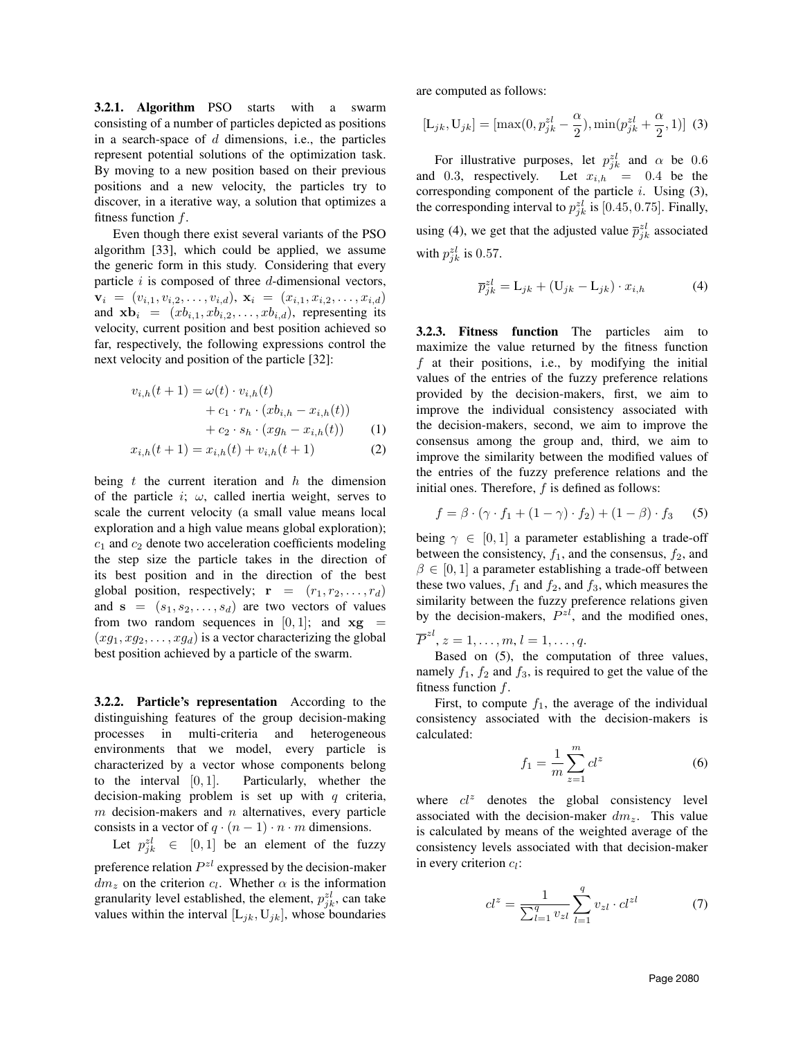**3.2.1. Algorithm** PSO starts with a swarm consisting of a number of particles depicted as positions in a search-space of $d$ dimensions, i.e., the particles represent potential solutions of the optimization task. By moving to a new position based on their previous positions and a new velocity, the particles try to discover, in a iterative way, a solution that optimizes a fitness function $f$.

Even though there exist several variants of the PSO algorithm [33], which could be applied, we assume the generic form in this study. Considering that every particle $i$ is composed of three $d$-dimensional vectors, $\mathbf{v}_i = (v_{i,1}, v_{i,2}, \ldots, v_{i,d})$, $\mathbf{x}_i = (x_{i,1}, x_{i,2}, \ldots, x_{i,d})$ and $\mathbf{xb}_i = (xb_{i,1}, xb_{i,2}, \ldots, xb_{i,d})$, representing its velocity, current position and best position achieved so far, respectively, the following expressions control the next velocity and position of the particle [32]:

$$
\begin{aligned}
v_{i,h}(t+1) = \omega(t) \cdot v_{i,h}(t) \\
+ c_1 \cdot r_h \cdot (xb_{i,h} - x_{i,h}(t)) \\
+ c_2 \cdot s_h \cdot (xg_h - x_{i,h}(t)) \qquad (1)
\end{aligned}
$$

$$
x_{i,h}(t+1) = x_{i,h}(t) + v_{i,h}(t+1) \qquad (2)
$$

being $t$ the current iteration and $h$ the dimension of the particle $i$; $\omega$, called inertia weight, serves to scale the current velocity (a small value means local exploration and a high value means global exploration); $c_1$ and $c_2$ denote two acceleration coefficients modeling the step size the particle takes in the direction of its best position and in the direction of the best global position, respectively; $\mathbf{r} = (r_1, r_2, \ldots, r_d)$ and $\mathbf{s} = (s_1, s_2, \ldots, s_d)$ are two vectors of values from two random sequences in $[0, 1]$; and $\mathbf{xg} = (xg_1, xg_2, \ldots, xg_d)$ is a vector characterizing the global best position achieved by a particle of the swarm.

**3.2.2. Particle's representation** According to the distinguishing features of the group decision-making processes in multi-criteria and heterogeneous environments that we model, every particle is characterized by a vector whose components belong to the interval $[0, 1]$. Particularly, whether the decision-making problem is set up with $q$ criteria, $m$ decision-makers and $n$ alternatives, every particle consists in a vector of $q \cdot (n-1) \cdot n \cdot m$ dimensions.

Let $p_{jk}^{zl} \in [0, 1]$ be an element of the fuzzy preference relation $P^{zl}$ expressed by the decision-maker $dm_z$ on the criterion $c_l$. Whether $\alpha$ is the information granularity level established, the element, $p_{jk}^{zl}$, can take values within the interval $[\mathrm{L}_{jk}, \mathrm{U}_{jk}]$, whose boundaries are computed as follows:

$$
[\mathrm{L}_{jk}, \mathrm{U}_{jk}] = [\max(0, p_{jk}^{zl} - \frac{\alpha}{2}), \min(p_{jk}^{zl} + \frac{\alpha}{2}, 1)] \quad (3)
$$

For illustrative purposes, let $p_{jk}^{zl}$ and $\alpha$ be 0.6 and 0.3, respectively. Let $x_{i,h} = 0.4$ be the corresponding component of the particle $i$. Using (3), the corresponding interval to $p_{jk}^{zl}$ is $[0.45, 0.75]$. Finally, using (4), we get that the adjusted value $\overline{p}_{jk}^{zl}$ associated with $p_{jk}^{zl}$ is 0.57.

$$
\overline{p}_{jk}^{zl} = \mathrm{L}_{jk} + (\mathrm{U}_{jk} - \mathrm{L}_{jk}) \cdot x_{i,h} \qquad (4)
$$

**3.2.3. Fitness function** The particles aim to maximize the value returned by the fitness function $f$ at their positions, i.e., by modifying the initial values of the entries of the fuzzy preference relations provided by the decision-makers, first, we aim to improve the individual consistency associated with the decision-makers, second, we aim to improve the consensus among the group and, third, we aim to improve the similarity between the modified values of the entries of the fuzzy preference relations and the initial ones. Therefore, $f$ is defined as follows:

$$
f = \beta \cdot (\gamma \cdot f_1 + (1-\gamma) \cdot f_2) + (1-\beta) \cdot f_3 \qquad (5)
$$

being $\gamma \in [0, 1]$ a parameter establishing a trade-off between the consistency, $f_1$, and the consensus, $f_2$, and $\beta \in [0, 1]$ a parameter establishing a trade-off between these two values, $f_1$ and $f_2$, which measures the similarity between the fuzzy preference relations given by the decision-makers, $P^{zl}$, and the modified ones, $\overline{P}^{zl}$, $z = 1, \ldots, m$, $l = 1, \ldots, q$.

Based on (5), the computation of three values, namely $f_1$, $f_2$ and $f_3$, is required to get the value of the fitness function $f$.

First, to compute $f_1$, the average of the individual consistency associated with the decision-makers is calculated:

$$
f_1 = \frac{1}{m} \sum_{z=1}^{m} cl^z \qquad (6)
$$

where $cl^z$ denotes the global consistency level associated with the decision-maker $dm_z$. This value is calculated by means of the weighted average of the consistency levels associated with that decision-maker in every criterion $c_l$:

$$
cl^z = \frac{1}{\sum_{l=1}^{q} v_{zl}} \sum_{l=1}^{q} v_{zl} \cdot cl^{zl} \qquad (7)
$$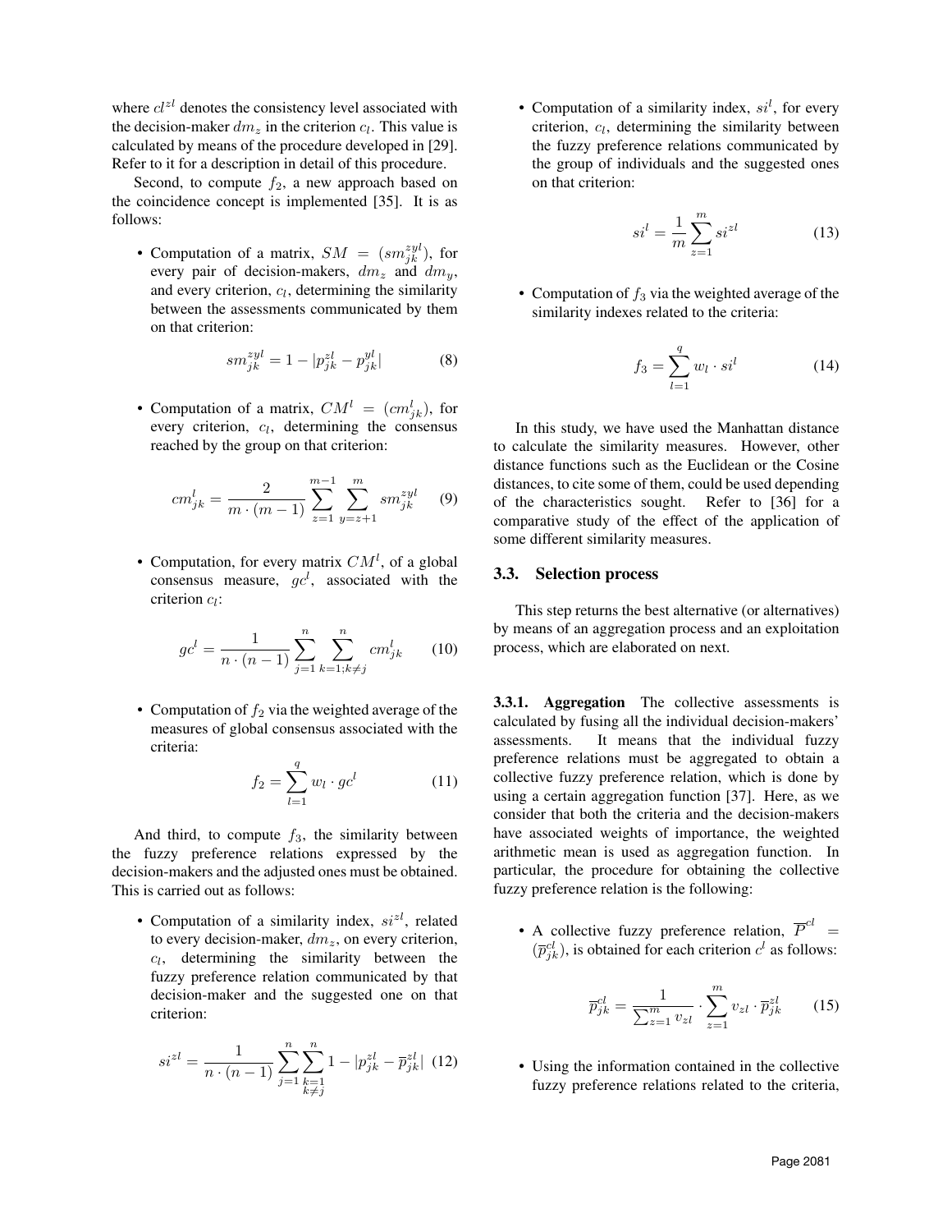where $cl^{zl}$ denotes the consistency level associated with the decision-maker $dm_z$ in the criterion $c_l$. This value is calculated by means of the procedure developed in [29]. Refer to it for a description in detail of this procedure.

Second, to compute $f_2$, a new approach based on the coincidence concept is implemented [35]. It is as follows:

- Computation of a matrix, $SM = (sm_{jk}^{zyl})$, for every pair of decision-makers, $dm_z$ and $dm_y$, and every criterion, $c_l$, determining the similarity between the assessments communicated by them on that criterion:

$$sm_{jk}^{zyl} = 1 - |p_{jk}^{zl} - p_{jk}^{yl}| \tag{8}$$

- Computation of a matrix, $CM^l = (cm_{jk}^l)$, for every criterion, $c_l$, determining the consensus reached by the group on that criterion:

$$cm_{jk}^l = \frac{2}{m \cdot (m-1)} \sum_{z=1}^{m-1} \sum_{y=z+1}^{m} sm_{jk}^{zyl} \tag{9}$$

- Computation, for every matrix $CM^l$, of a global consensus measure, $gc^l$, associated with the criterion $c_l$:

$$gc^l = \frac{1}{n \cdot (n-1)} \sum_{j=1}^{n} \sum_{k=1;k\neq j}^{n} cm_{jk}^l \tag{10}$$

- Computation of $f_2$ via the weighted average of the measures of global consensus associated with the criteria:

$$f_2 = \sum_{l=1}^{q} w_l \cdot gc^l \tag{11}$$

And third, to compute $f_3$, the similarity between the fuzzy preference relations expressed by the decision-makers and the adjusted ones must be obtained. This is carried out as follows:

- Computation of a similarity index, $si^{zl}$, related to every decision-maker, $dm_z$, on every criterion, $c_l$, determining the similarity between the fuzzy preference relation communicated by that decision-maker and the suggested one on that criterion:

$$si^{zl} = \frac{1}{n \cdot (n-1)} \sum_{j=1}^{n} \sum_{\substack{k=1 \\ k\neq j}}^{n} 1 - |p_{jk}^{zl} - \overline{p}_{jk}^{zl}| \tag{12}$$

- Computation of a similarity index, $si^l$, for every criterion, $c_l$, determining the similarity between the fuzzy preference relations communicated by the group of individuals and the suggested ones on that criterion:

$$si^l = \frac{1}{m} \sum_{z=1}^{m} si^{zl} \tag{13}$$

- Computation of $f_3$ via the weighted average of the similarity indexes related to the criteria:

$$f_3 = \sum_{l=1}^{q} w_l \cdot si^l \tag{14}$$

In this study, we have used the Manhattan distance to calculate the similarity measures. However, other distance functions such as the Euclidean or the Cosine distances, to cite some of them, could be used depending of the characteristics sought. Refer to [36] for a comparative study of the effect of the application of some different similarity measures.

### 3.3. Selection process

This step returns the best alternative (or alternatives) by means of an aggregation process and an exploitation process, which are elaborated on next.

**3.3.1. Aggregation** The collective assessments is calculated by fusing all the individual decision-makers' assessments. It means that the individual fuzzy preference relations must be aggregated to obtain a collective fuzzy preference relation, which is done by using a certain aggregation function [37]. Here, as we consider that both the criteria and the decision-makers have associated weights of importance, the weighted arithmetic mean is used as aggregation function. In particular, the procedure for obtaining the collective fuzzy preference relation is the following:

- A collective fuzzy preference relation, $\overline{P}^{cl} = (\overline{p}_{jk}^{cl})$, is obtained for each criterion $c^l$ as follows:

$$\overline{p}_{jk}^{cl} = \frac{1}{\sum_{z=1}^{m} v_{zl}} \cdot \sum_{z=1}^{m} v_{zl} \cdot \overline{p}_{jk}^{zl} \tag{15}$$

- Using the information contained in the collective fuzzy preference relations related to the criteria,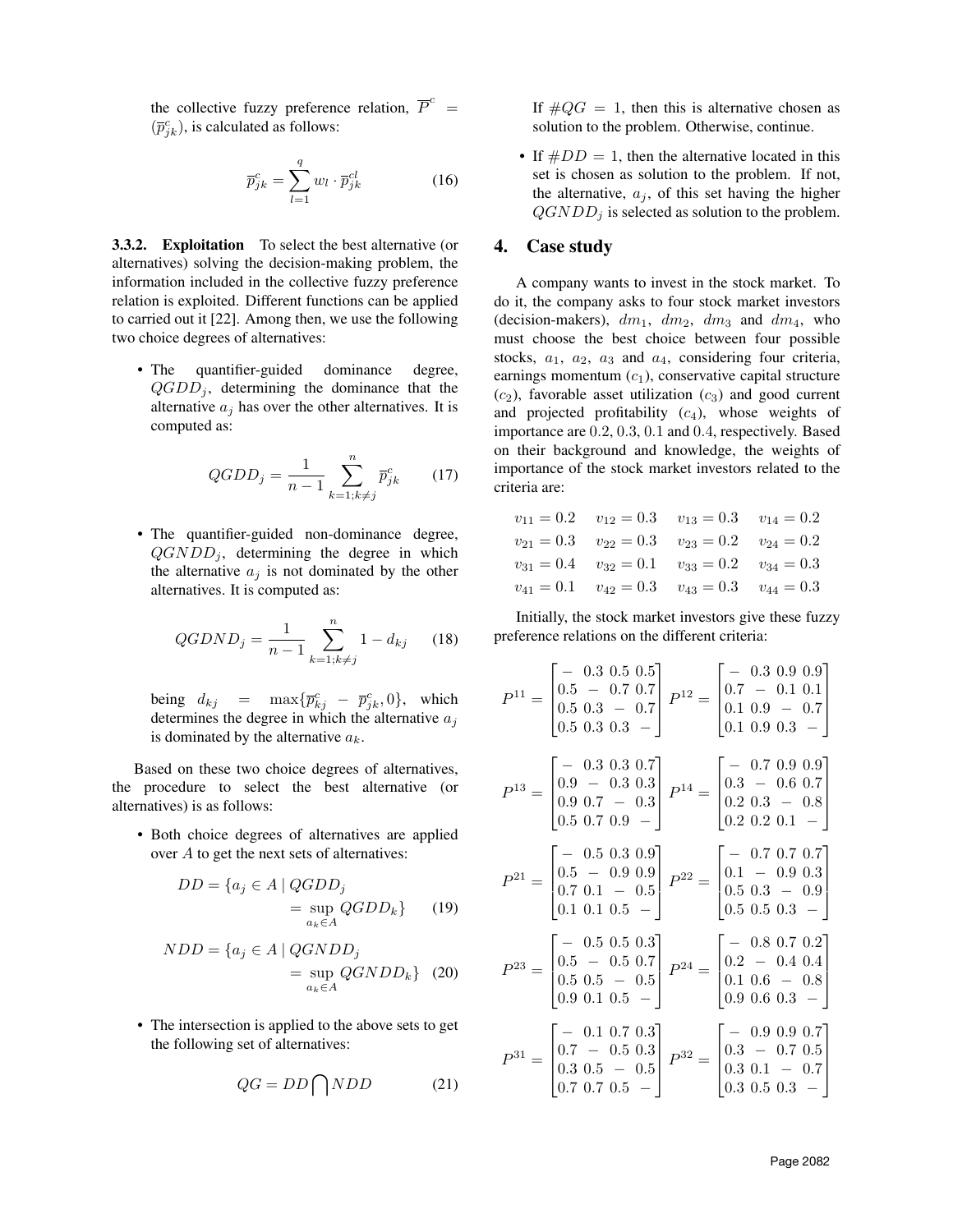the collective fuzzy preference relation, $\overline{P}^c = (\overline{p}^c_{jk})$, is calculated as follows:

$$\overline{p}^c_{jk} = \sum_{l=1}^{q} w_l \cdot \overline{p}^{cl}_{jk} \tag{16}$$

**3.3.2. Exploitation** To select the best alternative (or alternatives) solving the decision-making problem, the information included in the collective fuzzy preference relation is exploited. Different functions can be applied to carried out it [22]. Among then, we use the following two choice degrees of alternatives:

- The quantifier-guided dominance degree, $QGDD_j$, determining the dominance that the alternative $a_j$ has over the other alternatives. It is computed as:

$$QGDD_j = \frac{1}{n-1} \sum_{k=1;k\neq j}^{n} \overline{p}^c_{jk} \tag{17}$$

- The quantifier-guided non-dominance degree, $QGNDD_j$, determining the degree in which the alternative $a_j$ is not dominated by the other alternatives. It is computed as:

$$QGDND_j = \frac{1}{n-1} \sum_{k=1;k\neq j}^{n} 1 - d_{kj} \tag{18}$$

being $d_{kj} = \max\{\overline{p}^c_{kj} - \overline{p}^c_{jk}, 0\}$, which determines the degree in which the alternative $a_j$ is dominated by the alternative $a_k$.

Based on these two choice degrees of alternatives, the procedure to select the best alternative (or alternatives) is as follows:

- Both choice degrees of alternatives are applied over $A$ to get the next sets of alternatives:

$$DD = \{a_j \in A \mid QGDD_j = \sup_{a_k \in A} QGDD_k\} \tag{19}$$

$$NDD = \{a_j \in A \mid QGNDD_j = \sup_{a_k \in A} QGNDD_k\} \tag{20}$$

- The intersection is applied to the above sets to get the following set of alternatives:

$$QG = DD \bigcap NDD \tag{21}$$

  If $\#QG = 1$, then this is alternative chosen as solution to the problem. Otherwise, continue.

- If $\#DD = 1$, then the alternative located in this set is chosen as solution to the problem. If not, the alternative, $a_j$, of this set having the higher $QGNDD_j$ is selected as solution to the problem.

## 4. Case study

A company wants to invest in the stock market. To do it, the company asks to four stock market investors (decision-makers), $dm_1$, $dm_2$, $dm_3$ and $dm_4$, who must choose the best choice between four possible stocks, $a_1$, $a_2$, $a_3$ and $a_4$, considering four criteria, earnings momentum ($c_1$), conservative capital structure ($c_2$), favorable asset utilization ($c_3$) and good current and projected profitability ($c_4$), whose weights of importance are 0.2, 0.3, 0.1 and 0.4, respectively. Based on their background and knowledge, the weights of importance of the stock market investors related to the criteria are:

$$\begin{array}{llll}
v_{11} = 0.2 & v_{12} = 0.3 & v_{13} = 0.3 & v_{14} = 0.2 \\
v_{21} = 0.3 & v_{22} = 0.3 & v_{23} = 0.2 & v_{24} = 0.2 \\
v_{31} = 0.4 & v_{32} = 0.1 & v_{33} = 0.2 & v_{34} = 0.3 \\
v_{41} = 0.1 & v_{42} = 0.3 & v_{43} = 0.3 & v_{44} = 0.3
\end{array}$$

Initially, the stock market investors give these fuzzy preference relations on the different criteria:

$$P^{11} = \begin{bmatrix} - & 0.3 & 0.5 & 0.5 \\ 0.5 & - & 0.7 & 0.7 \\ 0.5 & 0.3 & - & 0.7 \\ 0.5 & 0.3 & 0.3 & - \end{bmatrix} \quad P^{12} = \begin{bmatrix} - & 0.3 & 0.9 & 0.9 \\ 0.7 & - & 0.1 & 0.1 \\ 0.1 & 0.9 & - & 0.7 \\ 0.1 & 0.9 & 0.3 & - \end{bmatrix}$$

$$P^{13} = \begin{bmatrix} - & 0.3 & 0.3 & 0.7 \\ 0.9 & - & 0.3 & 0.3 \\ 0.9 & 0.7 & - & 0.3 \\ 0.5 & 0.7 & 0.9 & - \end{bmatrix} \quad P^{14} = \begin{bmatrix} - & 0.7 & 0.9 & 0.9 \\ 0.3 & - & 0.6 & 0.7 \\ 0.2 & 0.3 & - & 0.8 \\ 0.2 & 0.2 & 0.1 & - \end{bmatrix}$$

$$P^{21} = \begin{bmatrix} - & 0.5 & 0.3 & 0.9 \\ 0.5 & - & 0.9 & 0.9 \\ 0.7 & 0.1 & - & 0.5 \\ 0.1 & 0.1 & 0.5 & - \end{bmatrix} \quad P^{22} = \begin{bmatrix} - & 0.7 & 0.7 & 0.7 \\ 0.1 & - & 0.9 & 0.3 \\ 0.5 & 0.3 & - & 0.9 \\ 0.5 & 0.5 & 0.3 & - \end{bmatrix}$$

$$P^{23} = \begin{bmatrix} - & 0.5 & 0.5 & 0.3 \\ 0.5 & - & 0.5 & 0.7 \\ 0.5 & 0.5 & - & 0.5 \\ 0.9 & 0.1 & 0.5 & - \end{bmatrix} \quad P^{24} = \begin{bmatrix} - & 0.8 & 0.7 & 0.2 \\ 0.2 & - & 0.4 & 0.4 \\ 0.1 & 0.6 & - & 0.8 \\ 0.9 & 0.6 & 0.3 & - \end{bmatrix}$$

$$P^{31} = \begin{bmatrix} - & 0.1 & 0.7 & 0.3 \\ 0.7 & - & 0.5 & 0.3 \\ 0.3 & 0.5 & - & 0.5 \\ 0.7 & 0.7 & 0.5 & - \end{bmatrix} \quad P^{32} = \begin{bmatrix} - & 0.9 & 0.9 & 0.7 \\ 0.3 & - & 0.7 & 0.5 \\ 0.3 & 0.1 & - & 0.7 \\ 0.3 & 0.5 & 0.3 & - \end{bmatrix}$$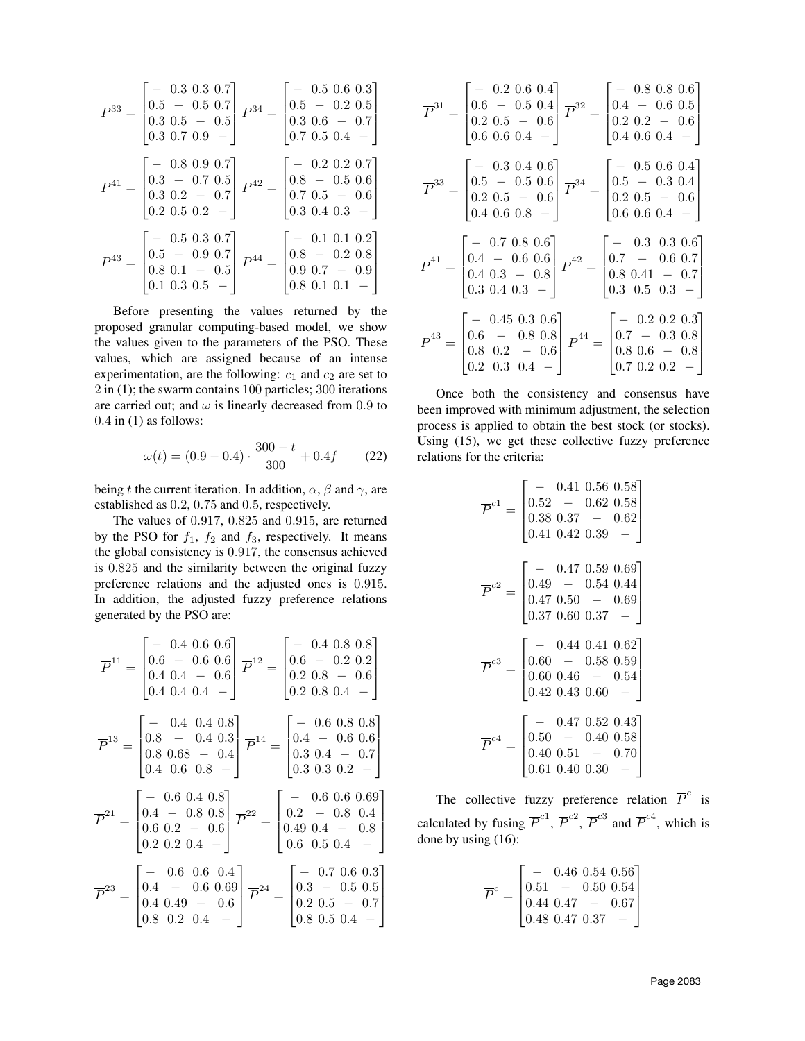$$P^{33} = \begin{bmatrix} - & 0.3 & 0.3 & 0.7 \\ 0.5 & - & 0.5 & 0.7 \\ 0.3 & 0.5 & - & 0.5 \\ 0.3 & 0.7 & 0.9 & - \end{bmatrix} \quad P^{34} = \begin{bmatrix} - & 0.5 & 0.6 & 0.3 \\ 0.5 & - & 0.2 & 0.5 \\ 0.3 & 0.6 & - & 0.7 \\ 0.7 & 0.5 & 0.4 & - \end{bmatrix}$$

$$P^{41} = \begin{bmatrix} - & 0.8 & 0.9 & 0.7 \\ 0.3 & - & 0.7 & 0.5 \\ 0.3 & 0.2 & - & 0.7 \\ 0.2 & 0.5 & 0.2 & - \end{bmatrix} \quad P^{42} = \begin{bmatrix} - & 0.2 & 0.2 & 0.7 \\ 0.8 & - & 0.5 & 0.6 \\ 0.7 & 0.5 & - & 0.6 \\ 0.3 & 0.4 & 0.3 & - \end{bmatrix}$$

$$P^{43} = \begin{bmatrix} - & 0.5 & 0.3 & 0.7 \\ 0.5 & - & 0.9 & 0.7 \\ 0.8 & 0.1 & - & 0.5 \\ 0.1 & 0.3 & 0.5 & - \end{bmatrix} \quad P^{44} = \begin{bmatrix} - & 0.1 & 0.1 & 0.2 \\ 0.8 & - & 0.2 & 0.8 \\ 0.9 & 0.7 & - & 0.9 \\ 0.8 & 0.1 & 0.1 & - \end{bmatrix}$$

Before presenting the values returned by the proposed granular computing-based model, we show the values given to the parameters of the PSO. These values, which are assigned because of an intense experimentation, are the following: $c_1$ and $c_2$ are set to 2 in (1); the swarm contains 100 particles; 300 iterations are carried out; and $\omega$ is linearly decreased from 0.9 to 0.4 in (1) as follows:

$$\omega(t) = (0.9 - 0.4) \cdot \frac{300 - t}{300} + 0.4f \qquad (22)$$

being $t$ the current iteration. In addition, $\alpha$, $\beta$ and $\gamma$, are established as 0.2, 0.75 and 0.5, respectively.

The values of 0.917, 0.825 and 0.915, are returned by the PSO for $f_1$, $f_2$ and $f_3$, respectively. It means the global consistency is 0.917, the consensus achieved is 0.825 and the similarity between the original fuzzy preference relations and the adjusted ones is 0.915. In addition, the adjusted fuzzy preference relations generated by the PSO are:

$$\overline{P}^{11} = \begin{bmatrix} - & 0.4 & 0.6 & 0.6 \\ 0.6 & - & 0.6 & 0.6 \\ 0.4 & 0.4 & - & 0.6 \\ 0.4 & 0.4 & 0.4 & - \end{bmatrix} \quad \overline{P}^{12} = \begin{bmatrix} - & 0.4 & 0.8 & 0.8 \\ 0.6 & - & 0.2 & 0.2 \\ 0.2 & 0.8 & - & 0.6 \\ 0.2 & 0.8 & 0.4 & - \end{bmatrix}$$

$$\overline{P}^{13} = \begin{bmatrix} - & 0.4 & 0.4 & 0.8 \\ 0.8 & - & 0.4 & 0.3 \\ 0.8 & 0.68 & - & 0.4 \\ 0.4 & 0.6 & 0.8 & - \end{bmatrix} \quad \overline{P}^{14} = \begin{bmatrix} - & 0.6 & 0.8 & 0.8 \\ 0.4 & - & 0.6 & 0.6 \\ 0.3 & 0.4 & - & 0.7 \\ 0.3 & 0.3 & 0.2 & - \end{bmatrix}$$

$$\overline{P}^{21} = \begin{bmatrix} - & 0.6 & 0.4 & 0.8 \\ 0.4 & - & 0.8 & 0.8 \\ 0.6 & 0.2 & - & 0.6 \\ 0.2 & 0.2 & 0.4 & - \end{bmatrix} \quad \overline{P}^{22} = \begin{bmatrix} - & 0.6 & 0.6 & 0.69 \\ 0.2 & - & 0.8 & 0.4 \\ 0.49 & 0.4 & - & 0.8 \\ 0.6 & 0.5 & 0.4 & - \end{bmatrix}$$

$$\overline{P}^{23} = \begin{bmatrix} - & 0.6 & 0.6 & 0.4 \\ 0.4 & - & 0.6 & 0.69 \\ 0.4 & 0.49 & - & 0.6 \\ 0.8 & 0.2 & 0.4 & - \end{bmatrix} \quad \overline{P}^{24} = \begin{bmatrix} - & 0.7 & 0.6 & 0.3 \\ 0.3 & - & 0.5 & 0.5 \\ 0.2 & 0.5 & - & 0.7 \\ 0.8 & 0.5 & 0.4 & - \end{bmatrix}$$

$$\overline{P}^{31} = \begin{bmatrix} - & 0.2 & 0.6 & 0.4 \\ 0.6 & - & 0.5 & 0.4 \\ 0.2 & 0.5 & - & 0.6 \\ 0.6 & 0.6 & 0.4 & - \end{bmatrix} \quad \overline{P}^{32} = \begin{bmatrix} - & 0.8 & 0.8 & 0.6 \\ 0.4 & - & 0.6 & 0.5 \\ 0.2 & 0.2 & - & 0.6 \\ 0.4 & 0.6 & 0.4 & - \end{bmatrix}$$

$$\overline{P}^{33} = \begin{bmatrix} - & 0.3 & 0.4 & 0.6 \\ 0.5 & - & 0.5 & 0.6 \\ 0.2 & 0.5 & - & 0.6 \\ 0.4 & 0.6 & 0.8 & - \end{bmatrix} \quad \overline{P}^{34} = \begin{bmatrix} - & 0.5 & 0.6 & 0.4 \\ 0.5 & - & 0.3 & 0.4 \\ 0.2 & 0.5 & - & 0.6 \\ 0.6 & 0.6 & 0.4 & - \end{bmatrix}$$

$$\overline{P}^{41} = \begin{bmatrix} - & 0.7 & 0.8 & 0.6 \\ 0.4 & - & 0.6 & 0.6 \\ 0.4 & 0.3 & - & 0.8 \\ 0.3 & 0.4 & 0.3 & - \end{bmatrix} \quad \overline{P}^{42} = \begin{bmatrix} - & 0.3 & 0.3 & 0.6 \\ 0.7 & - & 0.6 & 0.7 \\ 0.8 & 0.41 & - & 0.7 \\ 0.3 & 0.5 & 0.3 & - \end{bmatrix}$$

$$\overline{P}^{43} = \begin{bmatrix} - & 0.45 & 0.3 & 0.6 \\ 0.6 & - & 0.8 & 0.8 \\ 0.8 & 0.2 & - & 0.6 \\ 0.2 & 0.3 & 0.4 & - \end{bmatrix} \quad \overline{P}^{44} = \begin{bmatrix} - & 0.2 & 0.2 & 0.3 \\ 0.7 & - & 0.3 & 0.8 \\ 0.8 & 0.6 & - & 0.8 \\ 0.7 & 0.2 & 0.2 & - \end{bmatrix}$$

Once both the consistency and consensus have been improved with minimum adjustment, the selection process is applied to obtain the best stock (or stocks). Using (15), we get these collective fuzzy preference relations for the criteria:

$$\overline{P}^{c1} = \begin{bmatrix} - & 0.41 & 0.56 & 0.58 \\ 0.52 & - & 0.62 & 0.58 \\ 0.38 & 0.37 & - & 0.62 \\ 0.41 & 0.42 & 0.39 & - \end{bmatrix}$$

$$\overline{P}^{c2} = \begin{bmatrix} - & 0.47 & 0.59 & 0.69 \\ 0.49 & - & 0.54 & 0.44 \\ 0.47 & 0.50 & - & 0.69 \\ 0.37 & 0.60 & 0.37 & - \end{bmatrix}$$

$$\overline{P}^{c3} = \begin{bmatrix} - & 0.44 & 0.41 & 0.62 \\ 0.60 & - & 0.58 & 0.59 \\ 0.60 & 0.46 & - & 0.54 \\ 0.42 & 0.43 & 0.60 & - \end{bmatrix}$$

$$\overline{P}^{c4} = \begin{bmatrix} - & 0.47 & 0.52 & 0.43 \\ 0.50 & - & 0.40 & 0.58 \\ 0.40 & 0.51 & - & 0.70 \\ 0.61 & 0.40 & 0.30 & - \end{bmatrix}$$

The collective fuzzy preference relation $\overline{P}^{c}$ is calculated by fusing $\overline{P}^{c1}$, $\overline{P}^{c2}$, $\overline{P}^{c3}$ and $\overline{P}^{c4}$, which is done by using (16):

$$\overline{P}^{c} = \begin{bmatrix} - & 0.46 & 0.54 & 0.56 \\ 0.51 & - & 0.50 & 0.54 \\ 0.44 & 0.47 & - & 0.67 \\ 0.48 & 0.47 & 0.37 & - \end{bmatrix}$$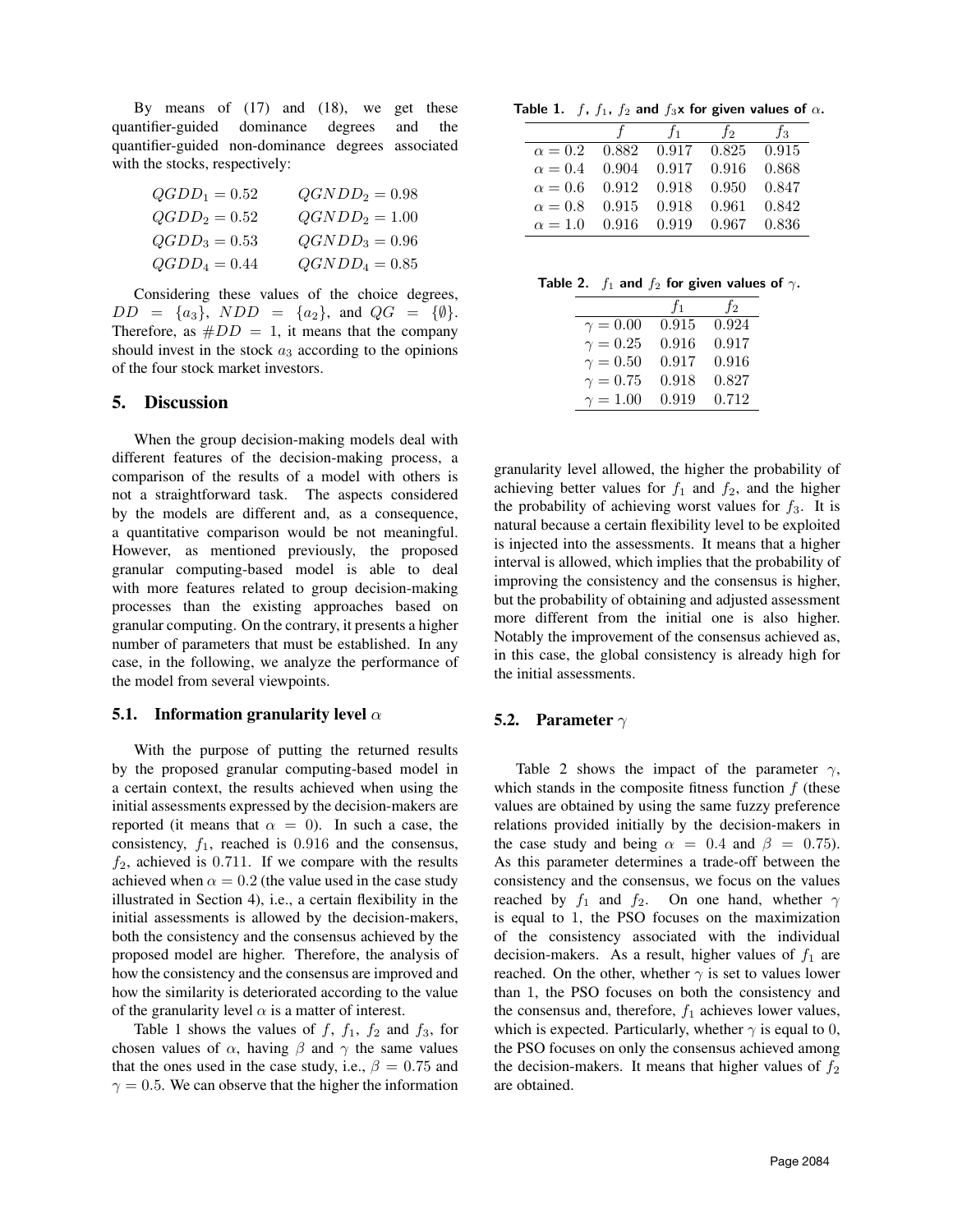By means of (17) and (18), we get these quantifier-guided dominance degrees and the quantifier-guided non-dominance degrees associated with the stocks, respectively:

$$QGDD_1 = 0.52 \qquad QGNDD_2 = 0.98$$
$$QGDD_2 = 0.52 \qquad QGNDD_2 = 1.00$$
$$QGDD_3 = 0.53 \qquad QGNDD_3 = 0.96$$
$$QGDD_4 = 0.44 \qquad QGNDD_4 = 0.85$$

Considering these values of the choice degrees, $DD = \{a_3\}$, $NDD = \{a_2\}$, and $QG = \{\emptyset\}$. Therefore, as $\#DD = 1$, it means that the company should invest in the stock $a_3$ according to the opinions of the four stock market investors.

## 5. Discussion

When the group decision-making models deal with different features of the decision-making process, a comparison of the results of a model with others is not a straightforward task. The aspects considered by the models are different and, as a consequence, a quantitative comparison would be not meaningful. However, as mentioned previously, the proposed granular computing-based model is able to deal with more features related to group decision-making processes than the existing approaches based on granular computing. On the contrary, it presents a higher number of parameters that must be established. In any case, in the following, we analyze the performance of the model from several viewpoints.

### 5.1. Information granularity level $\alpha$

With the purpose of putting the returned results by the proposed granular computing-based model in a certain context, the results achieved when using the initial assessments expressed by the decision-makers are reported (it means that $\alpha = 0$). In such a case, the consistency, $f_1$, reached is 0.916 and the consensus, $f_2$, achieved is 0.711. If we compare with the results achieved when $\alpha = 0.2$ (the value used in the case study illustrated in Section 4), i.e., a certain flexibility in the initial assessments is allowed by the decision-makers, both the consistency and the consensus achieved by the proposed model are higher. Therefore, the analysis of how the consistency and the consensus are improved and how the similarity is deteriorated according to the value of the granularity level $\alpha$ is a matter of interest.

Table 1 shows the values of $f$, $f_1$, $f_2$ and $f_3$, for chosen values of $\alpha$, having $\beta$ and $\gamma$ the same values that the ones used in the case study, i.e., $\beta = 0.75$ and $\gamma = 0.5$. We can observe that the higher the information granularity level allowed, the higher the probability of achieving better values for $f_1$ and $f_2$, and the higher the probability of achieving worst values for $f_3$. It is natural because a certain flexibility level to be exploited is injected into the assessments. It means that a higher interval is allowed, which implies that the probability of improving the consistency and the consensus is higher, but the probability of obtaining and adjusted assessment more different from the initial one is also higher. Notably the improvement of the consensus achieved as, in this case, the global consistency is already high for the initial assessments.

**Table 1.** $f$, $f_1$, $f_2$ and $f_3$x for given values of $\alpha$.

| | $f$ | $f_1$ | $f_2$ | $f_3$ |
|---|---|---|---|---|
| $\alpha = 0.2$ | 0.882 | 0.917 | 0.825 | 0.915 |
| $\alpha = 0.4$ | 0.904 | 0.917 | 0.916 | 0.868 |
| $\alpha = 0.6$ | 0.912 | 0.918 | 0.950 | 0.847 |
| $\alpha = 0.8$ | 0.915 | 0.918 | 0.961 | 0.842 |
| $\alpha = 1.0$ | 0.916 | 0.919 | 0.967 | 0.836 |

### 5.2. Parameter $\gamma$

Table 2 shows the impact of the parameter $\gamma$, which stands in the composite fitness function $f$ (these values are obtained by using the same fuzzy preference relations provided initially by the decision-makers in the case study and being $\alpha = 0.4$ and $\beta = 0.75$). As this parameter determines a trade-off between the consistency and the consensus, we focus on the values reached by $f_1$ and $f_2$. On one hand, whether $\gamma$ is equal to 1, the PSO focuses on the maximization of the consistency associated with the individual decision-makers. As a result, higher values of $f_1$ are reached. On the other, whether $\gamma$ is set to values lower than 1, the PSO focuses on both the consistency and the consensus and, therefore, $f_1$ achieves lower values, which is expected. Particularly, whether $\gamma$ is equal to 0, the PSO focuses on only the consensus achieved among the decision-makers. It means that higher values of $f_2$ are obtained.

**Table 2.** $f_1$ and $f_2$ for given values of $\gamma$.

| | $f_1$ | $f_2$ |
|---|---|---|
| $\gamma = 0.00$ | 0.915 | 0.924 |
| $\gamma = 0.25$ | 0.916 | 0.917 |
| $\gamma = 0.50$ | 0.917 | 0.916 |
| $\gamma = 0.75$ | 0.918 | 0.827 |
| $\gamma = 1.00$ | 0.919 | 0.712 |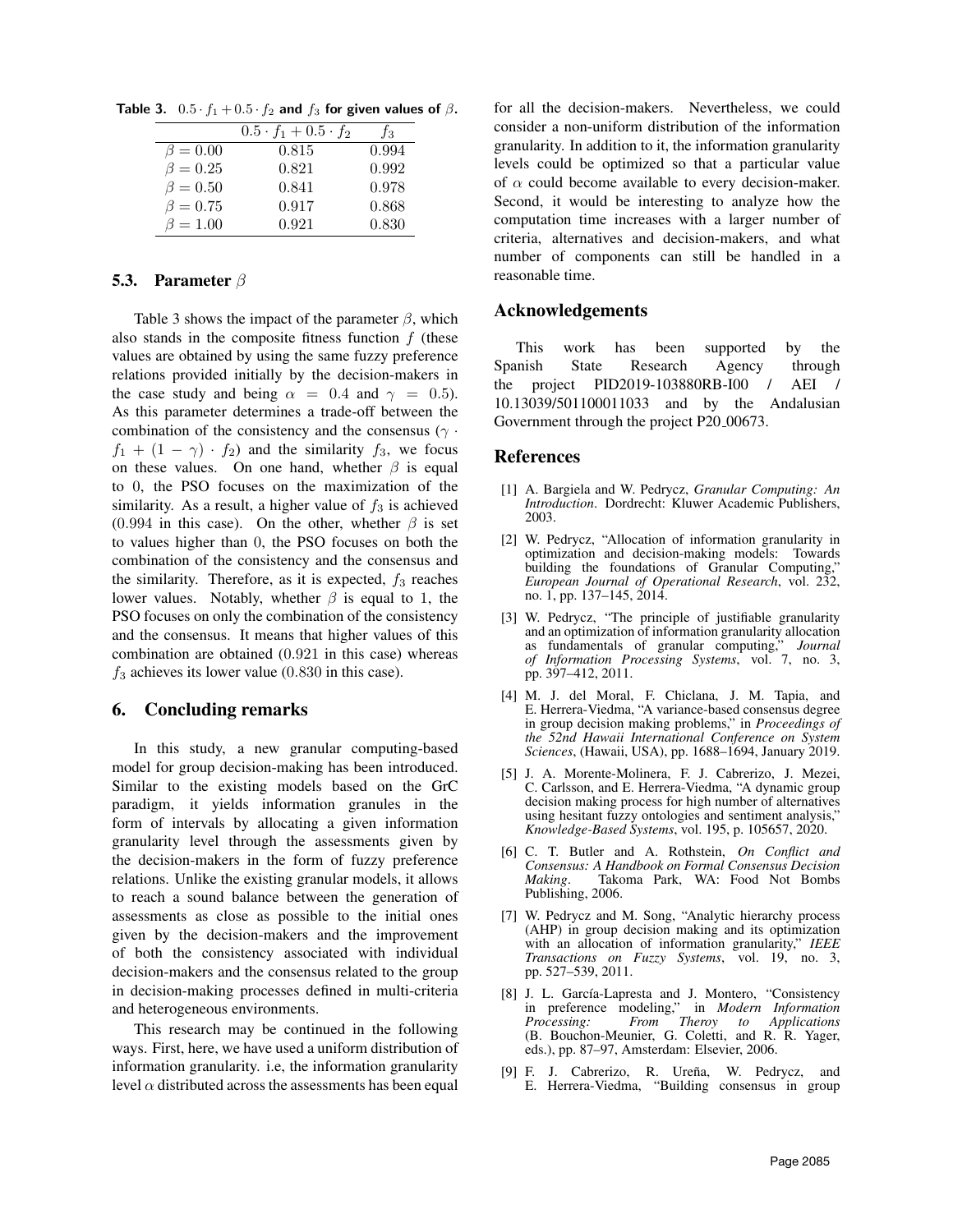**Table 3.** $0.5 \cdot f_1 + 0.5 \cdot f_2$ **and** $f_3$ **for given values of** $\beta$**.**

| | $0.5 \cdot f_1 + 0.5 \cdot f_2$ | $f_3$ |
|---|---|---|
| $\beta = 0.00$ | 0.815 | 0.994 |
| $\beta = 0.25$ | 0.821 | 0.992 |
| $\beta = 0.50$ | 0.841 | 0.978 |
| $\beta = 0.75$ | 0.917 | 0.868 |
| $\beta = 1.00$ | 0.921 | 0.830 |

### 5.3. Parameter $\beta$

Table 3 shows the impact of the parameter $\beta$, which also stands in the composite fitness function $f$ (these values are obtained by using the same fuzzy preference relations provided initially by the decision-makers in the case study and being $\alpha = 0.4$ and $\gamma = 0.5$). As this parameter determines a trade-off between the combination of the consistency and the consensus ($\gamma \cdot f_1 + (1 - \gamma) \cdot f_2$) and the similarity $f_3$, we focus on these values. On one hand, whether $\beta$ is equal to 0, the PSO focuses on the maximization of the similarity. As a result, a higher value of $f_3$ is achieved (0.994 in this case). On the other, whether $\beta$ is set to values higher than 0, the PSO focuses on both the combination of the consistency and the consensus and the similarity. Therefore, as it is expected, $f_3$ reaches lower values. Notably, whether $\beta$ is equal to 1, the PSO focuses on only the combination of the consistency and the consensus. It means that higher values of this combination are obtained (0.921 in this case) whereas $f_3$ achieves its lower value (0.830 in this case).

## 6. Concluding remarks

In this study, a new granular computing-based model for group decision-making has been introduced. Similar to the existing models based on the GrC paradigm, it yields information granules in the form of intervals by allocating a given information granularity level through the assessments given by the decision-makers in the form of fuzzy preference relations. Unlike the existing granular models, it allows to reach a sound balance between the generation of assessments as close as possible to the initial ones given by the decision-makers and the improvement of both the consistency associated with individual decision-makers and the consensus related to the group in decision-making processes defined in multi-criteria and heterogeneous environments.

This research may be continued in the following ways. First, here, we have used a uniform distribution of information granularity. i.e, the information granularity level $\alpha$ distributed across the assessments has been equal for all the decision-makers. Nevertheless, we could consider a non-uniform distribution of the information granularity. In addition to it, the information granularity levels could be optimized so that a particular value of $\alpha$ could become available to every decision-maker. Second, it would be interesting to analyze how the computation time increases with a larger number of criteria, alternatives and decision-makers, and what number of components can still be handled in a reasonable time.

## Acknowledgements

This work has been supported by the Spanish State Research Agency through the project PID2019-103880RB-I00 / AEI / 10.13039/501100011033 and by the Andalusian Government through the project P20_00673.

## References

[1] A. Bargiela and W. Pedrycz, *Granular Computing: An Introduction*. Dordrecht: Kluwer Academic Publishers, 2003.

[2] W. Pedrycz, "Allocation of information granularity in optimization and decision-making models: Towards building the foundations of Granular Computing," *European Journal of Operational Research*, vol. 232, no. 1, pp. 137–145, 2014.

[3] W. Pedrycz, "The principle of justifiable granularity and an optimization of information granularity allocation as fundamentals of granular computing," *Journal of Information Processing Systems*, vol. 7, no. 3, pp. 397–412, 2011.

[4] M. J. del Moral, F. Chiclana, J. M. Tapia, and E. Herrera-Viedma, "A variance-based consensus degree in group decision making problems," in *Proceedings of the 52nd Hawaii International Conference on System Sciences*, (Hawaii, USA), pp. 1688–1694, January 2019.

[5] J. A. Morente-Molinera, F. J. Cabrerizo, J. Mezei, C. Carlsson, and E. Herrera-Viedma, "A dynamic group decision making process for high number of alternatives using hesitant fuzzy ontologies and sentiment analysis," *Knowledge-Based Systems*, vol. 195, p. 105657, 2020.

[6] C. T. Butler and A. Rothstein, *On Conflict and Consensus: A Handbook on Formal Consensus Decision Making*. Takoma Park, WA: Food Not Bombs Publishing, 2006.

[7] W. Pedrycz and M. Song, "Analytic hierarchy process (AHP) in group decision making and its optimization with an allocation of information granularity," *IEEE Transactions on Fuzzy Systems*, vol. 19, no. 3, pp. 527–539, 2011.

[8] J. L. García-Lapresta and J. Montero, "Consistency in preference modeling," in *Modern Information Processing: From Theroy to Applications* (B. Bouchon-Meunier, G. Coletti, and R. R. Yager, eds.), pp. 87–97, Amsterdam: Elsevier, 2006.

[9] F. J. Cabrerizo, R. Ureña, W. Pedrycz, and E. Herrera-Viedma, "Building consensus in group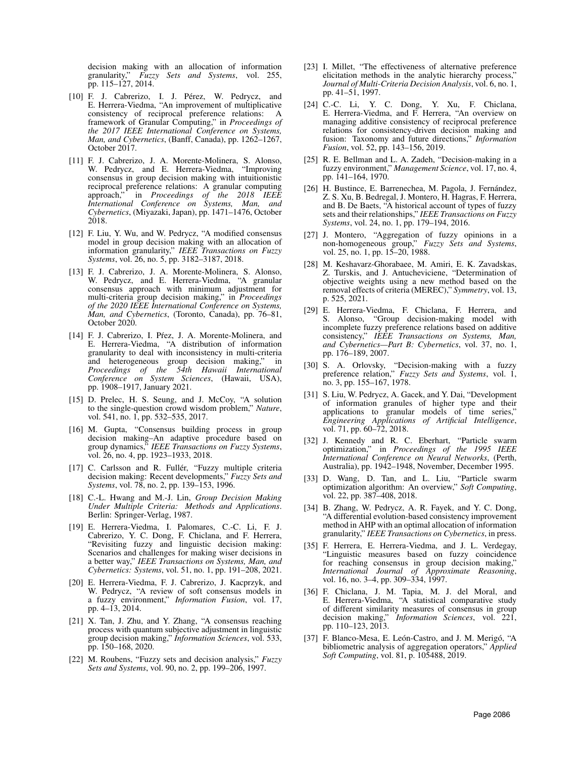decision making with an allocation of information granularity," *Fuzzy Sets and Systems*, vol. 255, pp. 115–127, 2014.

[10] F. J. Cabrerizo, I. J. Pérez, W. Pedrycz, and E. Herrera-Viedma, "An improvement of multiplicative consistency of reciprocal preference relations: A framework of Granular Computing," in *Proceedings of the 2017 IEEE International Conference on Systems, Man, and Cybernetics*, (Banff, Canada), pp. 1262–1267, October 2017.

[11] F. J. Cabrerizo, J. A. Morente-Molinera, S. Alonso, W. Pedrycz, and E. Herrera-Viedma, "Improving consensus in group decision making with intuitionistic reciprocal preference relations: A granular computing approach," in *Proceedings of the 2018 IEEE International Conference on Systems, Man, and Cybernetics*, (Miyazaki, Japan), pp. 1471–1476, October 2018.

[12] F. Liu, Y. Wu, and W. Pedrycz, "A modified consensus model in group decision making with an allocation of information granularity," *IEEE Transactions on Fuzzy Systems*, vol. 26, no. 5, pp. 3182–3187, 2018.

[13] F. J. Cabrerizo, J. A. Morente-Molinera, S. Alonso, W. Pedrycz, and E. Herrera-Viedma, "A granular consensus approach with minimum adjustment for multi-criteria group decision making," in *Proceedings of the 2020 IEEE International Conference on Systems, Man, and Cybernetics*, (Toronto, Canada), pp. 76–81, October 2020.

[14] F. J. Cabrerizo, I. Pŕez, J. A. Morente-Molinera, and E. Herrera-Viedma, "A distribution of information granularity to deal with inconsistency in multi-criteria and heterogeneous group decision making," in *Proceedings of the 54th Hawaii International Conference on System Sciences*, (Hawaii, USA), pp. 1908–1917, January 2021.

[15] D. Prelec, H. S. Seung, and J. McCoy, "A solution to the single-question crowd wisdom problem," *Nature*, vol. 541, no. 1, pp. 532–535, 2017.

[16] M. Gupta, "Consensus building process in group decision making–An adaptive procedure based on group dynamics," *IEEE Transactions on Fuzzy Systems*, vol. 26, no. 4, pp. 1923–1933, 2018.

[17] C. Carlsson and R. Fullér, "Fuzzy multiple criteria decision making: Recent developments," *Fuzzy Sets and Systems*, vol. 78, no. 2, pp. 139–153, 1996.

[18] C.-L. Hwang and M.-J. Lin, *Group Decision Making Under Multiple Criteria: Methods and Applications*. Berlin: Springer-Verlag, 1987.

[19] E. Herrera-Viedma, I. Palomares, C.-C. Li, F. J. Cabrerizo, Y. C. Dong, F. Chiclana, and F. Herrera, "Revisiting fuzzy and linguistic decision making: Scenarios and challenges for making wiser decisions in a better way," *IEEE Transactions on Systems, Man, and Cybernetics: Systems*, vol. 51, no. 1, pp. 191–208, 2021.

[20] E. Herrera-Viedma, F. J. Cabrerizo, J. Kacprzyk, and W. Pedrycz, "A review of soft consensus models in a fuzzy environment," *Information Fusion*, vol. 17, pp. 4–13, 2014.

[21] X. Tan, J. Zhu, and Y. Zhang, "A consensus reaching process with quantum subjective adjustment in linguistic group decision making," *Information Sciences*, vol. 533, pp. 150–168, 2020.

[22] M. Roubens, "Fuzzy sets and decision analysis," *Fuzzy Sets and Systems*, vol. 90, no. 2, pp. 199–206, 1997.

[23] I. Millet, "The effectiveness of alternative preference elicitation methods in the analytic hierarchy process," *Journal of Multi-Criteria Decision Analysis*, vol. 6, no. 1, pp. 41–51, 1997.

[24] C.-C. Li, Y. C. Dong, Y. Xu, F. Chiclana, E. Herrera-Viedma, and F. Herrera, "An overview on managing additive consistency of reciprocal preference relations for consistency-driven decision making and fusion: Taxonomy and future directions," *Information Fusion*, vol. 52, pp. 143–156, 2019.

[25] R. E. Bellman and L. A. Zadeh, "Decision-making in a fuzzy environment," *Management Science*, vol. 17, no. 4, pp. 141–164, 1970.

[26] H. Bustince, E. Barrenechea, M. Pagola, J. Fernández, Z. S. Xu, B. Bedregal, J. Montero, H. Hagras, F. Herrera, and B. De Baets, "A historical account of types of fuzzy sets and their relationships," *IEEE Transactions on Fuzzy Systems*, vol. 24, no. 1, pp. 179–194, 2016.

[27] J. Montero, "Aggregation of fuzzy opinions in a non-homogeneous group," *Fuzzy Sets and Systems*, vol. 25, no. 1, pp. 15–20, 1988.

[28] M. Keshavarz-Ghorabaee, M. Amiri, E. K. Zavadskas, Z. Turskis, and J. Antucheviciene, "Determination of objective weights using a new method based on the removal effects of criteria (MEREC)," *Symmetry*, vol. 13, p. 525, 2021.

[29] E. Herrera-Viedma, F. Chiclana, F. Herrera, and S. Alonso, "Group decision-making model with incomplete fuzzy preference relations based on additive consistency," *IEEE Transactions on Systems, Man, and Cybernetics—Part B: Cybernetics*, vol. 37, no. 1, pp. 176–189, 2007.

[30] S. A. Orlovsky, "Decision-making with a fuzzy preference relation," *Fuzzy Sets and Systems*, vol. 1, no. 3, pp. 155–167, 1978.

[31] S. Liu, W. Pedrycz, A. Gacek, and Y. Dai, "Development of information granules of higher type and their applications to granular models of time series," *Engineering Applications of Artificial Intelligence*, vol. 71, pp. 60–72, 2018.

[32] J. Kennedy and R. C. Eberhart, "Particle swarm optimization," in *Proceedings of the 1995 IEEE International Conference on Neural Networks*, (Perth, Australia), pp. 1942–1948, November, December 1995.

[33] D. Wang, D. Tan, and L. Liu, "Particle swarm optimization algorithm: An overview," *Soft Computing*, vol. 22, pp. 387–408, 2018.

[34] B. Zhang, W. Pedrycz, A. R. Fayek, and Y. C. Dong, "A differential evolution-based consistency improvement method in AHP with an optimal allocation of information granularity," *IEEE Transactions on Cybernetics*, in press.

[35] F. Herrera, E. Herrera-Viedma, and J. L. Verdegay, "Linguistic measures based on fuzzy coincidence for reaching consensus in group decision making," *International Journal of Approximate Reasoning*, vol. 16, no. 3–4, pp. 309–334, 1997.

[36] F. Chiclana, J. M. Tapia, M. J. del Moral, and E. Herrera-Viedma, "A statistical comparative study of different similarity measures of consensus in group decision making," *Information Sciences*, vol. 221, pp. 110–123, 2013.

[37] F. Blanco-Mesa, E. León-Castro, and J. M. Merigó, "A bibliometric analysis of aggregation operators," *Applied Soft Computing*, vol. 81, p. 105488, 2019.